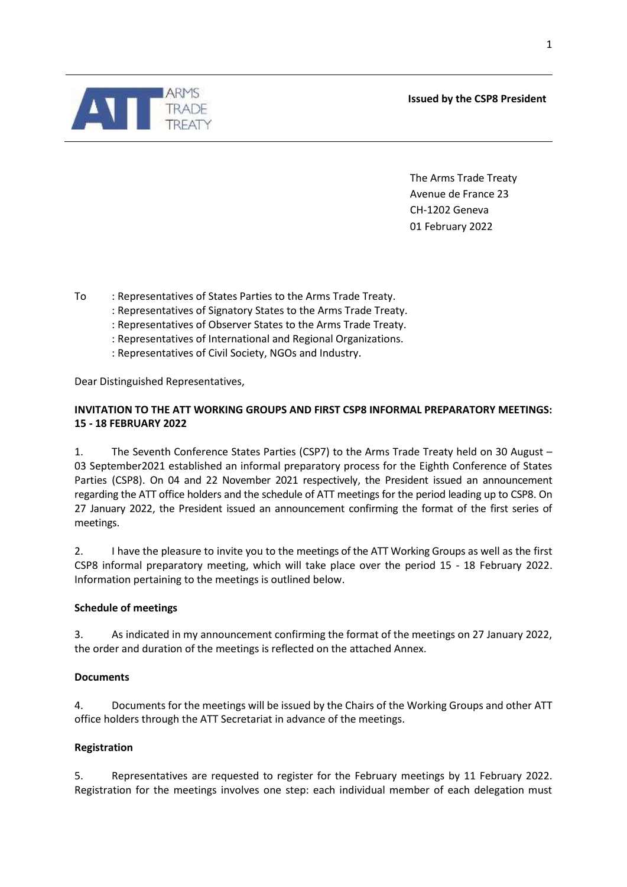**Issued by the CSP8 President**

The Arms Trade Treaty
Avenue de France 23
CH-1202 Geneva
01 February 2022

To : Representatives of States Parties to the Arms Trade Treaty.
: Representatives of Signatory States to the Arms Trade Treaty.
: Representatives of Observer States to the Arms Trade Treaty.
: Representatives of International and Regional Organizations.
: Representatives of Civil Society, NGOs and Industry.

Dear Distinguished Representatives,

**INVITATION TO THE ATT WORKING GROUPS AND FIRST CSP8 INFORMAL PREPARATORY MEETINGS: 15 - 18 FEBRUARY 2022**

1. The Seventh Conference States Parties (CSP7) to the Arms Trade Treaty held on 30 August – 03 September2021 established an informal preparatory process for the Eighth Conference of States Parties (CSP8). On 04 and 22 November 2021 respectively, the President issued an announcement regarding the ATT office holders and the schedule of ATT meetings for the period leading up to CSP8. On 27 January 2022, the President issued an announcement confirming the format of the first series of meetings.

2. I have the pleasure to invite you to the meetings of the ATT Working Groups as well as the first CSP8 informal preparatory meeting, which will take place over the period 15 - 18 February 2022. Information pertaining to the meetings is outlined below.

**Schedule of meetings**

3. As indicated in my announcement confirming the format of the meetings on 27 January 2022, the order and duration of the meetings is reflected on the attached Annex.

**Documents**

4. Documents for the meetings will be issued by the Chairs of the Working Groups and other ATT office holders through the ATT Secretariat in advance of the meetings.

**Registration**

5. Representatives are requested to register for the February meetings by 11 February 2022. Registration for the meetings involves one step: each individual member of each delegation must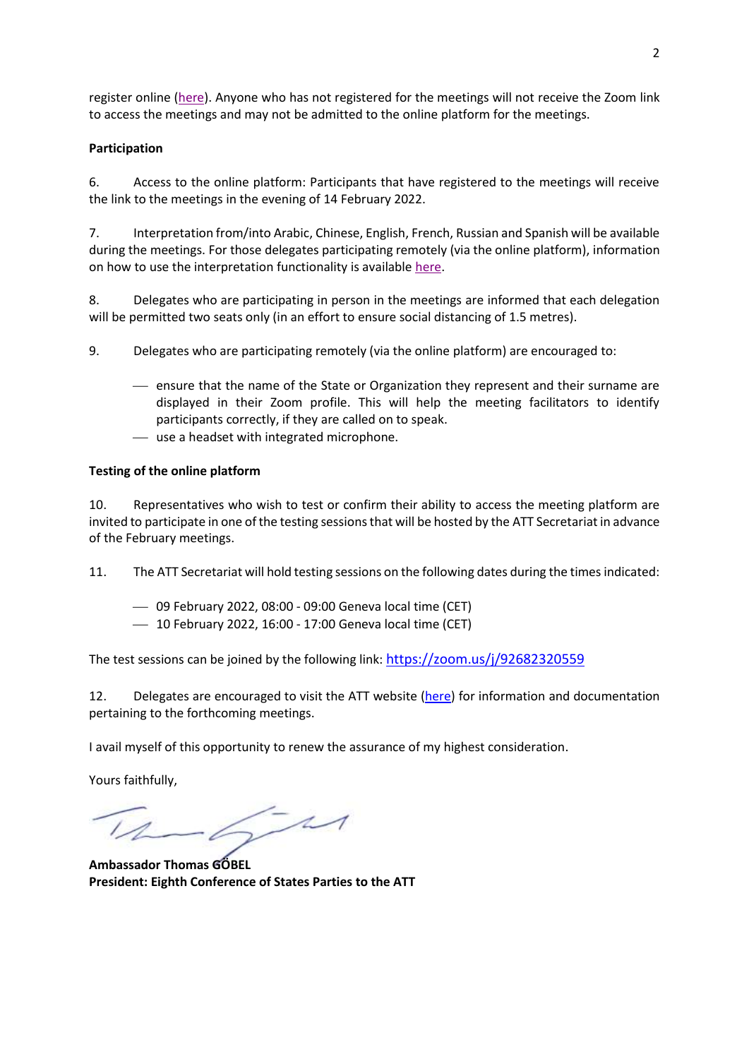register online (here). Anyone who has not registered for the meetings will not receive the Zoom link to access the meetings and may not be admitted to the online platform for the meetings.

**Participation**

6. Access to the online platform: Participants that have registered to the meetings will receive the link to the meetings in the evening of 14 February 2022.

7. Interpretation from/into Arabic, Chinese, English, French, Russian and Spanish will be available during the meetings. For those delegates participating remotely (via the online platform), information on how to use the interpretation functionality is available here.

8. Delegates who are participating in person in the meetings are informed that each delegation will be permitted two seats only (in an effort to ensure social distancing of 1.5 metres).

9. Delegates who are participating remotely (via the online platform) are encouraged to:

- ensure that the name of the State or Organization they represent and their surname are displayed in their Zoom profile. This will help the meeting facilitators to identify participants correctly, if they are called on to speak.
- use a headset with integrated microphone.

**Testing of the online platform**

10. Representatives who wish to test or confirm their ability to access the meeting platform are invited to participate in one of the testing sessions that will be hosted by the ATT Secretariat in advance of the February meetings.

11. The ATT Secretariat will hold testing sessions on the following dates during the times indicated:

- 09 February 2022, 08:00 - 09:00 Geneva local time (CET)
- 10 February 2022, 16:00 - 17:00 Geneva local time (CET)

The test sessions can be joined by the following link: https://zoom.us/j/92682320559

12. Delegates are encouraged to visit the ATT website (here) for information and documentation pertaining to the forthcoming meetings.

I avail myself of this opportunity to renew the assurance of my highest consideration.

Yours faithfully,

**Ambassador Thomas GÖBEL**
**President: Eighth Conference of States Parties to the ATT**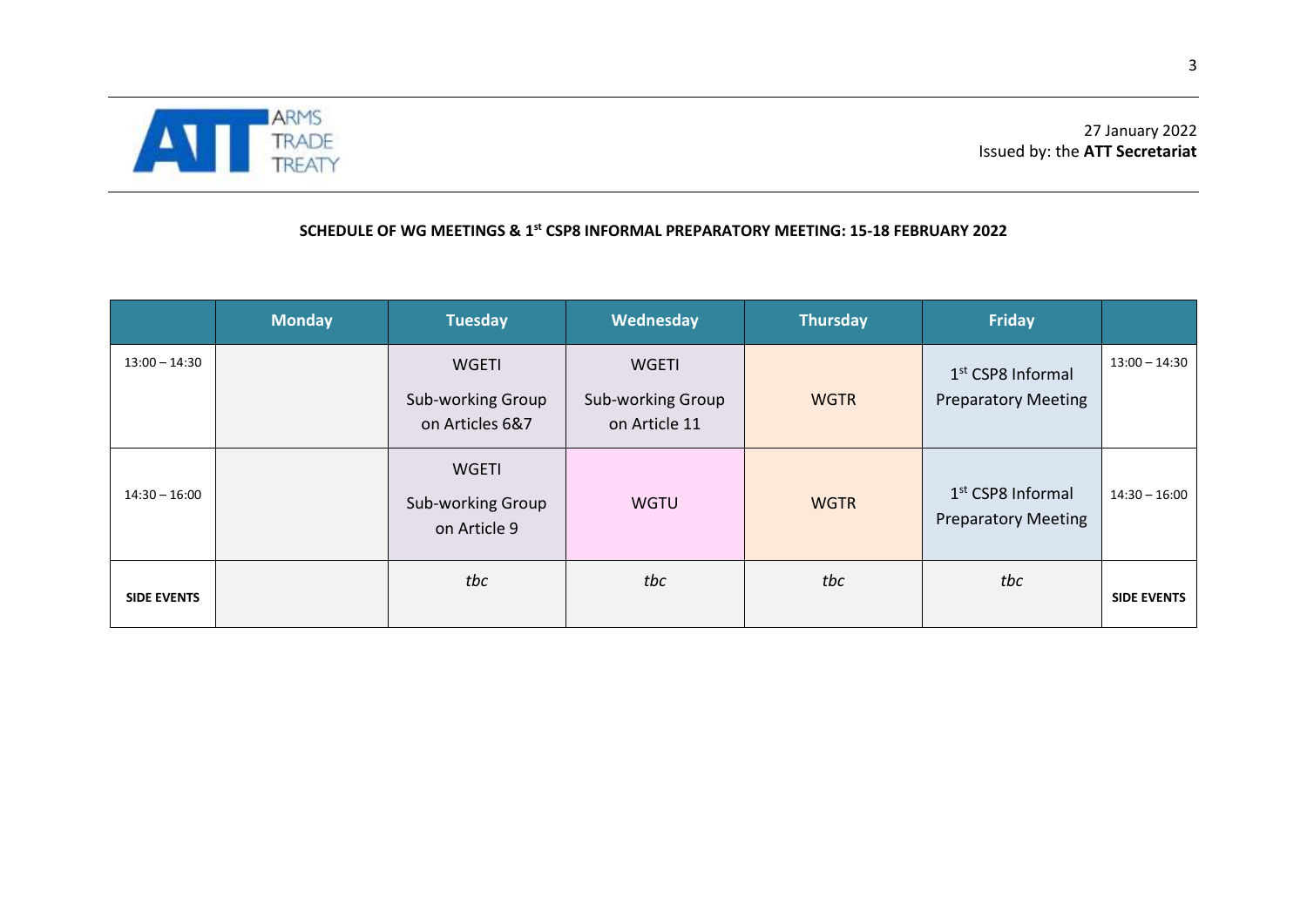27 January 2022
Issued by: the **ATT Secretariat**

**SCHEDULE OF WG MEETINGS & 1st CSP8 INFORMAL PREPARATORY MEETING: 15-18 FEBRUARY 2022**

| | Monday | Tuesday | Wednesday | Thursday | Friday | |
|---|---|---|---|---|---|---|
| 13:00 – 14:30 | | WGETI Sub-working Group on Articles 6&7 | WGETI Sub-working Group on Article 11 | WGTR | 1st CSP8 Informal Preparatory Meeting | 13:00 – 14:30 |
| 14:30 – 16:00 | | WGETI Sub-working Group on Article 9 | WGTU | WGTR | 1st CSP8 Informal Preparatory Meeting | 14:30 – 16:00 |
| **SIDE EVENTS** | | *tbc* | *tbc* | *tbc* | *tbc* | **SIDE EVENTS** |